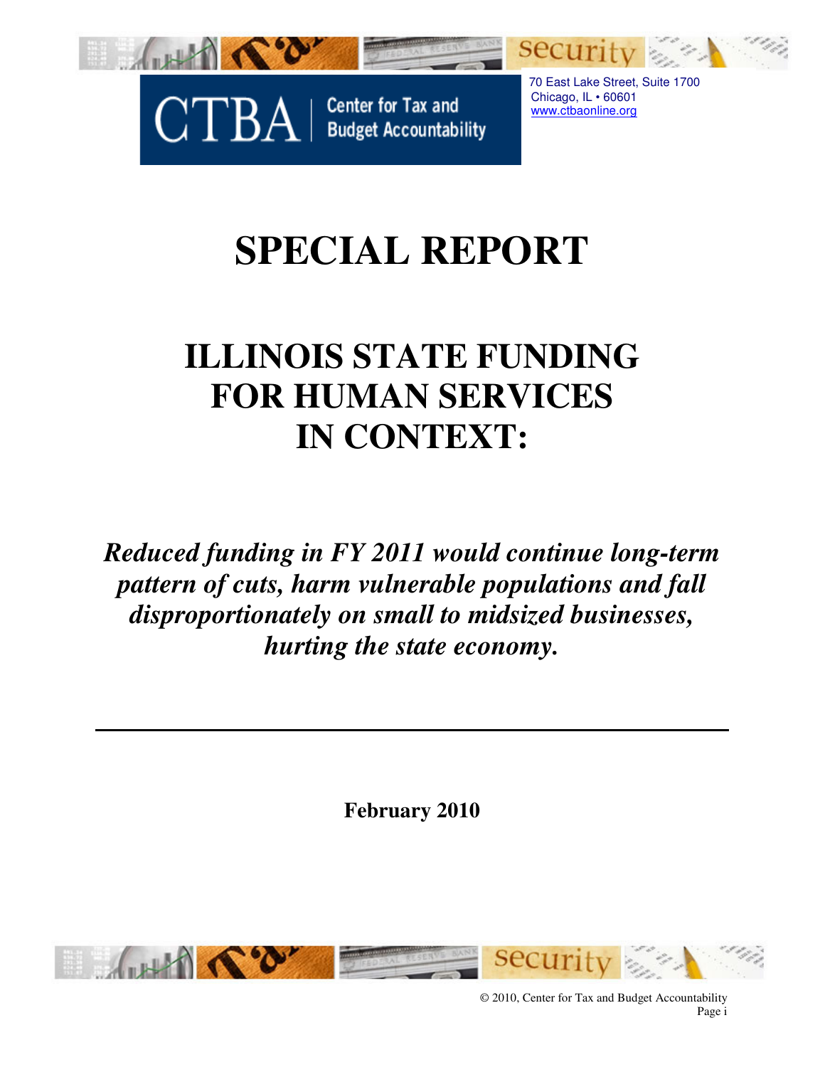CTBA | Center for Tax and Budget Accountability

70 East Lake Street, Suite 1700
Chicago, IL • 60601
www.ctbaonline.org

# SPECIAL REPORT

# ILLINOIS STATE FUNDING FOR HUMAN SERVICES IN CONTEXT:

***Reduced funding in FY 2011 would continue long-term pattern of cuts, harm vulnerable populations and fall disproportionately on small to midsized businesses, hurting the state economy.***

---

**February 2010**

© 2010, Center for Tax and Budget Accountability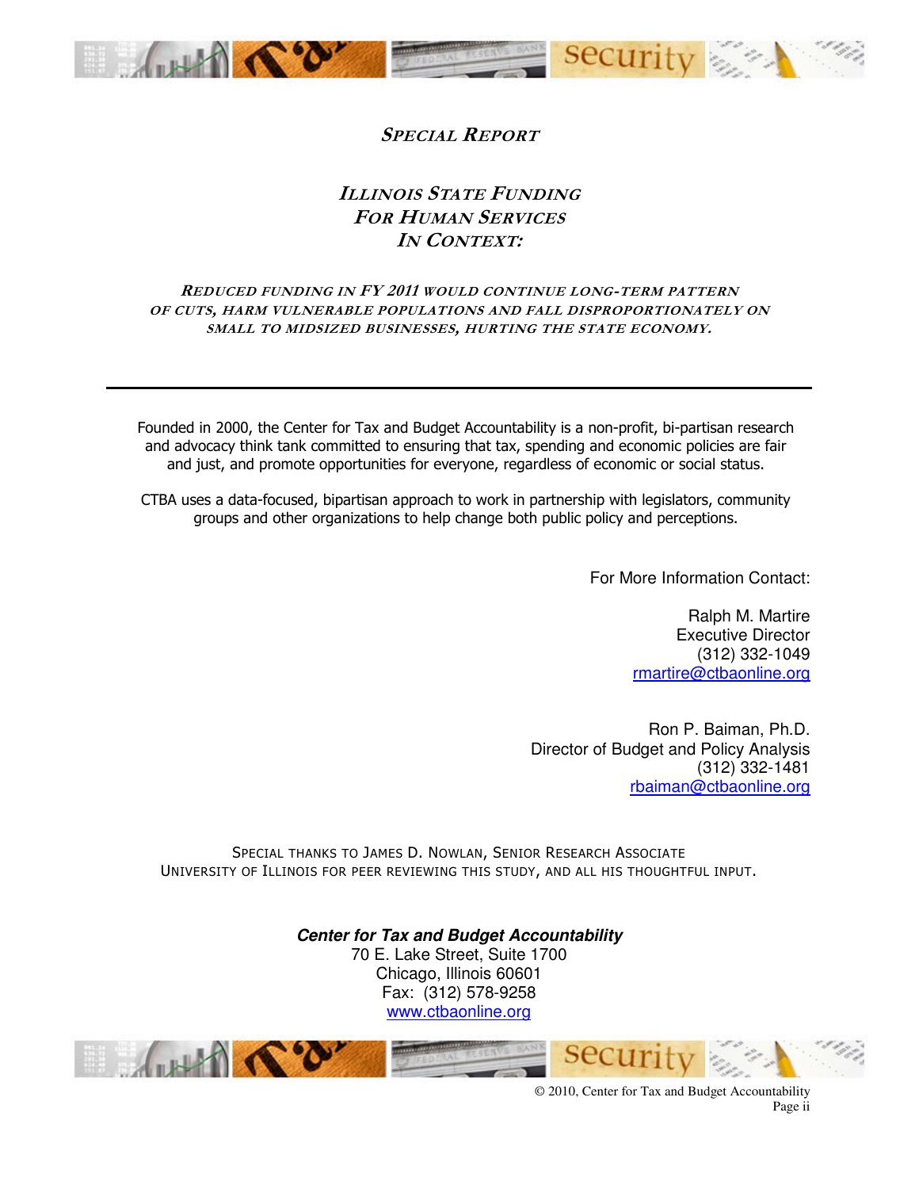### *Special Report*

## *Illinois State Funding For Human Services In Context:*

***Reduced funding in FY 2011 would continue long-term pattern of cuts, harm vulnerable populations and fall disproportionately on small to midsized businesses, hurting the state economy.***

---

Founded in 2000, the Center for Tax and Budget Accountability is a non-profit, bi-partisan research and advocacy think tank committed to ensuring that tax, spending and economic policies are fair and just, and promote opportunities for everyone, regardless of economic or social status.

CTBA uses a data-focused, bipartisan approach to work in partnership with legislators, community groups and other organizations to help change both public policy and perceptions.

For More Information Contact:

Ralph M. Martire
Executive Director
(312) 332-1049
rmartire@ctbaonline.org

Ron P. Baiman, Ph.D.
Director of Budget and Policy Analysis
(312) 332-1481
rbaiman@ctbaonline.org

Special thanks to James D. Nowlan, Senior Research Associate University of Illinois for peer reviewing this study, and all his thoughtful input.

***Center for Tax and Budget Accountability***
70 E. Lake Street, Suite 1700
Chicago, Illinois 60601
Fax: (312) 578-9258
www.ctbaonline.org

© 2010, Center for Tax and Budget Accountability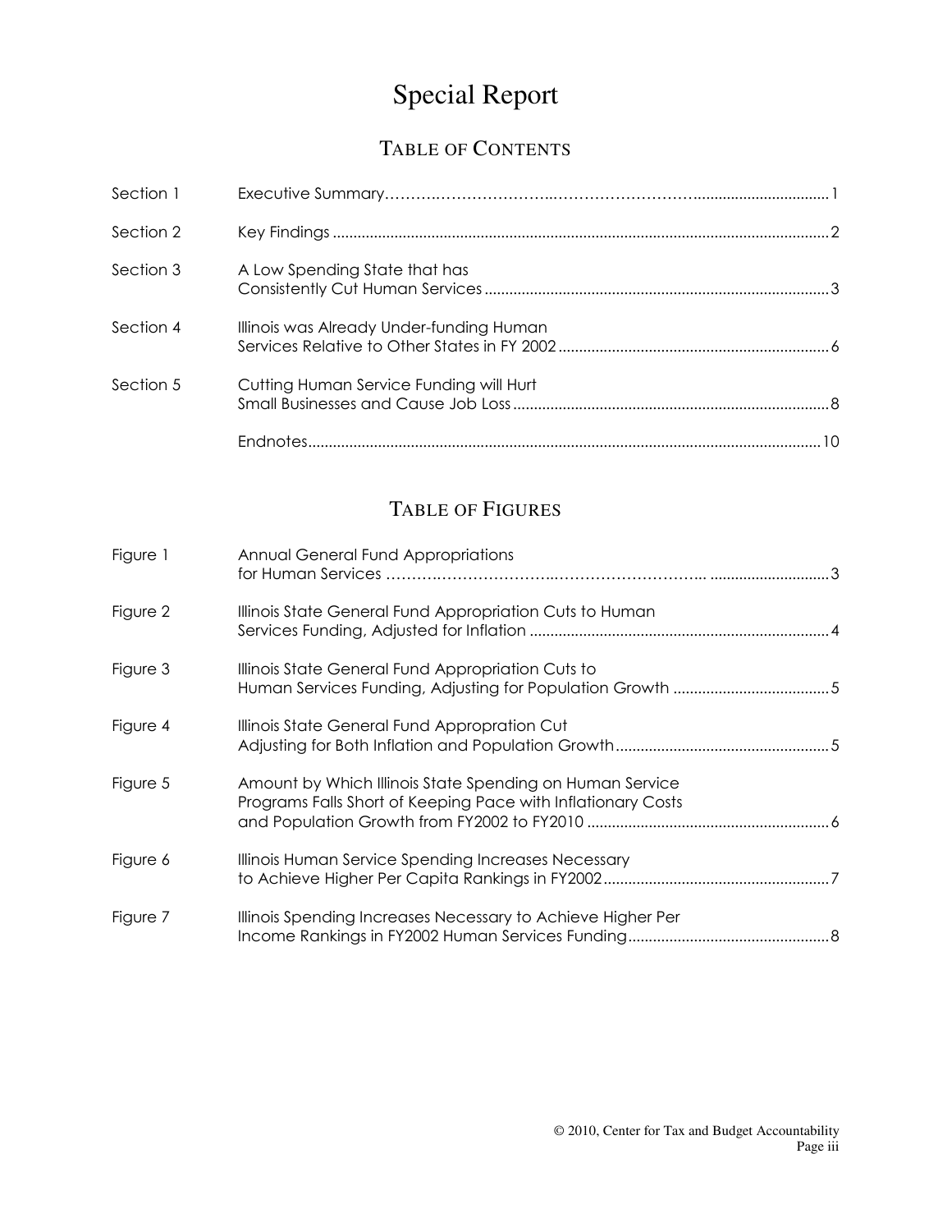# Special Report

## TABLE OF CONTENTS

| | | |
|---|---|---|
| Section 1 | Executive Summary | 1 |
| Section 2 | Key Findings | 2 |
| Section 3 | A Low Spending State that has Consistently Cut Human Services | 3 |
| Section 4 | Illinois was Already Under-funding Human Services Relative to Other States in FY 2002 | 6 |
| Section 5 | Cutting Human Service Funding will Hurt Small Businesses and Cause Job Loss | 8 |
| | Endnotes | 10 |

## TABLE OF FIGURES

| | | |
|---|---|---|
| Figure 1 | Annual General Fund Appropriations for Human Services | 3 |
| Figure 2 | Illinois State General Fund Appropriation Cuts to Human Services Funding, Adjusted for Inflation | 4 |
| Figure 3 | Illinois State General Fund Appropriation Cuts to Human Services Funding, Adjusting for Population Growth | 5 |
| Figure 4 | Illinois State General Fund Appropration Cut Adjusting for Both Inflation and Population Growth | 5 |
| Figure 5 | Amount by Which Illinois State Spending on Human Service Programs Falls Short of Keeping Pace with Inflationary Costs and Population Growth from FY2002 to FY2010 | 6 |
| Figure 6 | Illinois Human Service Spending Increases Necessary to Achieve Higher Per Capita Rankings in FY2002 | 7 |
| Figure 7 | Illinois Spending Increases Necessary to Achieve Higher Per Income Rankings in FY2002 Human Services Funding | 8 |

© 2010, Center for Tax and Budget Accountability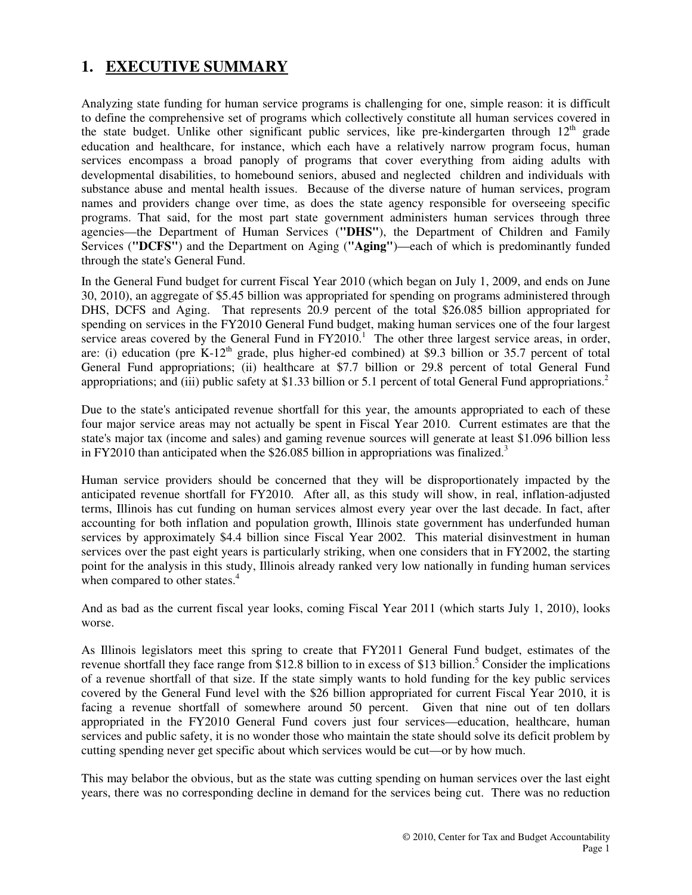# 1. EXECUTIVE SUMMARY

Analyzing state funding for human service programs is challenging for one, simple reason: it is difficult to define the comprehensive set of programs which collectively constitute all human services covered in the state budget. Unlike other significant public services, like pre-kindergarten through 12th grade education and healthcare, for instance, which each have a relatively narrow program focus, human services encompass a broad panoply of programs that cover everything from aiding adults with developmental disabilities, to homebound seniors, abused and neglected children and individuals with substance abuse and mental health issues. Because of the diverse nature of human services, program names and providers change over time, as does the state agency responsible for overseeing specific programs. That said, for the most part state government administers human services through three agencies—the Department of Human Services (**"DHS"**), the Department of Children and Family Services (**"DCFS"**) and the Department on Aging (**"Aging"**)—each of which is predominantly funded through the state's General Fund.

In the General Fund budget for current Fiscal Year 2010 (which began on July 1, 2009, and ends on June 30, 2010), an aggregate of $5.45 billion was appropriated for spending on programs administered through DHS, DCFS and Aging. That represents 20.9 percent of the total $26.085 billion appropriated for spending on services in the FY2010 General Fund budget, making human services one of the four largest service areas covered by the General Fund in FY2010.[1] The other three largest service areas, in order, are: (i) education (pre K-12th grade, plus higher-ed combined) at $9.3 billion or 35.7 percent of total General Fund appropriations; (ii) healthcare at $7.7 billion or 29.8 percent of total General Fund appropriations; and (iii) public safety at $1.33 billion or 5.1 percent of total General Fund appropriations.[2]

Due to the state's anticipated revenue shortfall for this year, the amounts appropriated to each of these four major service areas may not actually be spent in Fiscal Year 2010. Current estimates are that the state's major tax (income and sales) and gaming revenue sources will generate at least $1.096 billion less in FY2010 than anticipated when the $26.085 billion in appropriations was finalized.[3]

Human service providers should be concerned that they will be disproportionately impacted by the anticipated revenue shortfall for FY2010. After all, as this study will show, in real, inflation-adjusted terms, Illinois has cut funding on human services almost every year over the last decade. In fact, after accounting for both inflation and population growth, Illinois state government has underfunded human services by approximately $4.4 billion since Fiscal Year 2002. This material disinvestment in human services over the past eight years is particularly striking, when one considers that in FY2002, the starting point for the analysis in this study, Illinois already ranked very low nationally in funding human services when compared to other states.[4]

And as bad as the current fiscal year looks, coming Fiscal Year 2011 (which starts July 1, 2010), looks worse.

As Illinois legislators meet this spring to create that FY2011 General Fund budget, estimates of the revenue shortfall they face range from $12.8 billion to in excess of $13 billion.[5] Consider the implications of a revenue shortfall of that size. If the state simply wants to hold funding for the key public services covered by the General Fund level with the $26 billion appropriated for current Fiscal Year 2010, it is facing a revenue shortfall of somewhere around 50 percent. Given that nine out of ten dollars appropriated in the FY2010 General Fund covers just four services—education, healthcare, human services and public safety, it is no wonder those who maintain the state should solve its deficit problem by cutting spending never get specific about which services would be cut—or by how much.

This may belabor the obvious, but as the state was cutting spending on human services over the last eight years, there was no corresponding decline in demand for the services being cut. There was no reduction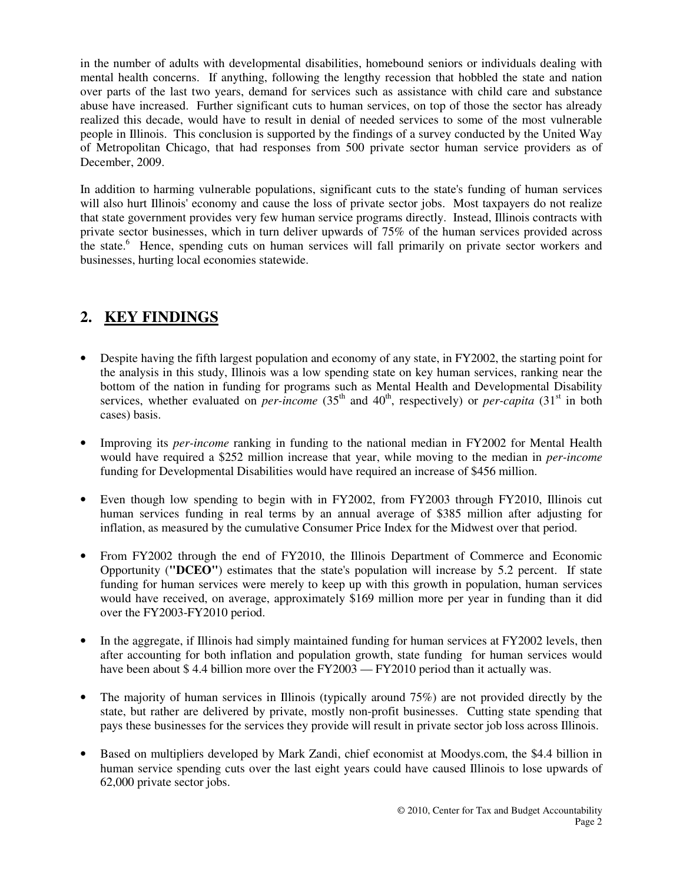in the number of adults with developmental disabilities, homebound seniors or individuals dealing with mental health concerns. If anything, following the lengthy recession that hobbled the state and nation over parts of the last two years, demand for services such as assistance with child care and substance abuse have increased. Further significant cuts to human services, on top of those the sector has already realized this decade, would have to result in denial of needed services to some of the most vulnerable people in Illinois. This conclusion is supported by the findings of a survey conducted by the United Way of Metropolitan Chicago, that had responses from 500 private sector human service providers as of December, 2009.

In addition to harming vulnerable populations, significant cuts to the state's funding of human services will also hurt Illinois' economy and cause the loss of private sector jobs. Most taxpayers do not realize that state government provides very few human service programs directly. Instead, Illinois contracts with private sector businesses, which in turn deliver upwards of 75% of the human services provided across the state.[6] Hence, spending cuts on human services will fall primarily on private sector workers and businesses, hurting local economies statewide.

## 2. KEY FINDINGS

- Despite having the fifth largest population and economy of any state, in FY2002, the starting point for the analysis in this study, Illinois was a low spending state on key human services, ranking near the bottom of the nation in funding for programs such as Mental Health and Developmental Disability services, whether evaluated on *per-income* (35th and 40th, respectively) or *per-capita* (31st in both cases) basis.

- Improving its *per-income* ranking in funding to the national median in FY2002 for Mental Health would have required a $252 million increase that year, while moving to the median in *per-income* funding for Developmental Disabilities would have required an increase of $456 million.

- Even though low spending to begin with in FY2002, from FY2003 through FY2010, Illinois cut human services funding in real terms by an annual average of $385 million after adjusting for inflation, as measured by the cumulative Consumer Price Index for the Midwest over that period.

- From FY2002 through the end of FY2010, the Illinois Department of Commerce and Economic Opportunity (**"DCEO"**) estimates that the state's population will increase by 5.2 percent. If state funding for human services were merely to keep up with this growth in population, human services would have received, on average, approximately $169 million more per year in funding than it did over the FY2003-FY2010 period.

- In the aggregate, if Illinois had simply maintained funding for human services at FY2002 levels, then after accounting for both inflation and population growth, state funding for human services would have been about $ 4.4 billion more over the FY2003 — FY2010 period than it actually was.

- The majority of human services in Illinois (typically around 75%) are not provided directly by the state, but rather are delivered by private, mostly non-profit businesses. Cutting state spending that pays these businesses for the services they provide will result in private sector job loss across Illinois.

- Based on multipliers developed by Mark Zandi, chief economist at Moodys.com, the $4.4 billion in human service spending cuts over the last eight years could have caused Illinois to lose upwards of 62,000 private sector jobs.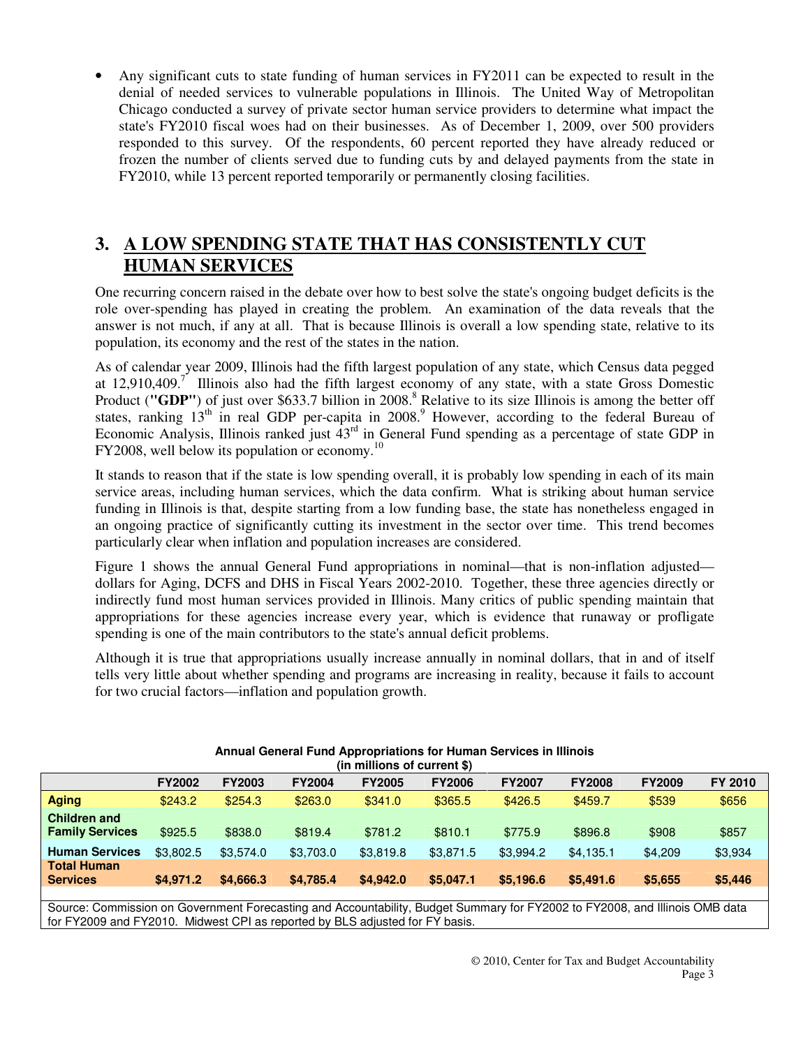- Any significant cuts to state funding of human services in FY2011 can be expected to result in the denial of needed services to vulnerable populations in Illinois. The United Way of Metropolitan Chicago conducted a survey of private sector human service providers to determine what impact the state's FY2010 fiscal woes had on their businesses. As of December 1, 2009, over 500 providers responded to this survey. Of the respondents, 60 percent reported they have already reduced or frozen the number of clients served due to funding cuts by and delayed payments from the state in FY2010, while 13 percent reported temporarily or permanently closing facilities.

## 3. A LOW SPENDING STATE THAT HAS CONSISTENTLY CUT HUMAN SERVICES

One recurring concern raised in the debate over how to best solve the state's ongoing budget deficits is the role over-spending has played in creating the problem. An examination of the data reveals that the answer is not much, if any at all. That is because Illinois is overall a low spending state, relative to its population, its economy and the rest of the states in the nation.

As of calendar year 2009, Illinois had the fifth largest population of any state, which Census data pegged at 12,910,409.[7] Illinois also had the fifth largest economy of any state, with a state Gross Domestic Product (**"GDP"**) of just over $633.7 billion in 2008.[8] Relative to its size Illinois is among the better off states, ranking 13th in real GDP per-capita in 2008.[9] However, according to the federal Bureau of Economic Analysis, Illinois ranked just 43rd in General Fund spending as a percentage of state GDP in FY2008, well below its population or economy.[10]

It stands to reason that if the state is low spending overall, it is probably low spending in each of its main service areas, including human services, which the data confirm. What is striking about human service funding in Illinois is that, despite starting from a low funding base, the state has nonetheless engaged in an ongoing practice of significantly cutting its investment in the sector over time. This trend becomes particularly clear when inflation and population increases are considered.

Figure 1 shows the annual General Fund appropriations in nominal—that is non-inflation adjusted—dollars for Aging, DCFS and DHS in Fiscal Years 2002-2010. Together, these three agencies directly or indirectly fund most human services provided in Illinois. Many critics of public spending maintain that appropriations for these agencies increase every year, which is evidence that runaway or profligate spending is one of the main contributors to the state's annual deficit problems.

Although it is true that appropriations usually increase annually in nominal dollars, that in and of itself tells very little about whether spending and programs are increasing in reality, because it fails to account for two crucial factors—inflation and population growth.

**Annual General Fund Appropriations for Human Services in Illinois (in millions of current $)**

| | FY2002 | FY2003 | FY2004 | FY2005 | FY2006 | FY2007 | FY2008 | FY2009 | FY 2010 |
|---|---|---|---|---|---|---|---|---|---|
| **Aging** | $243.2 | $254.3 | $263.0 | $341.0 | $365.5 | $426.5 | $459.7 | $539 | $656 |
| **Children and Family Services** | $925.5 | $838.0 | $819.4 | $781.2 | $810.1 | $775.9 | $896.8 | $908 | $857 |
| **Human Services** | $3,802.5 | $3,574.0 | $3,703.0 | $3,819.8 | $3,871.5 | $3,994.2 | $4,135.1 | $4,209 | $3,934 |
| **Total Human Services** | **$4,971.2** | **$4,666.3** | **$4,785.4** | **$4,942.0** | **$5,047.1** | **$5,196.6** | **$5,491.6** | **$5,655** | **$5,446** |

Source: Commission on Government Forecasting and Accountability, Budget Summary for FY2002 to FY2008, and Illinois OMB data for FY2009 and FY2010. Midwest CPI as reported by BLS adjusted for FY basis.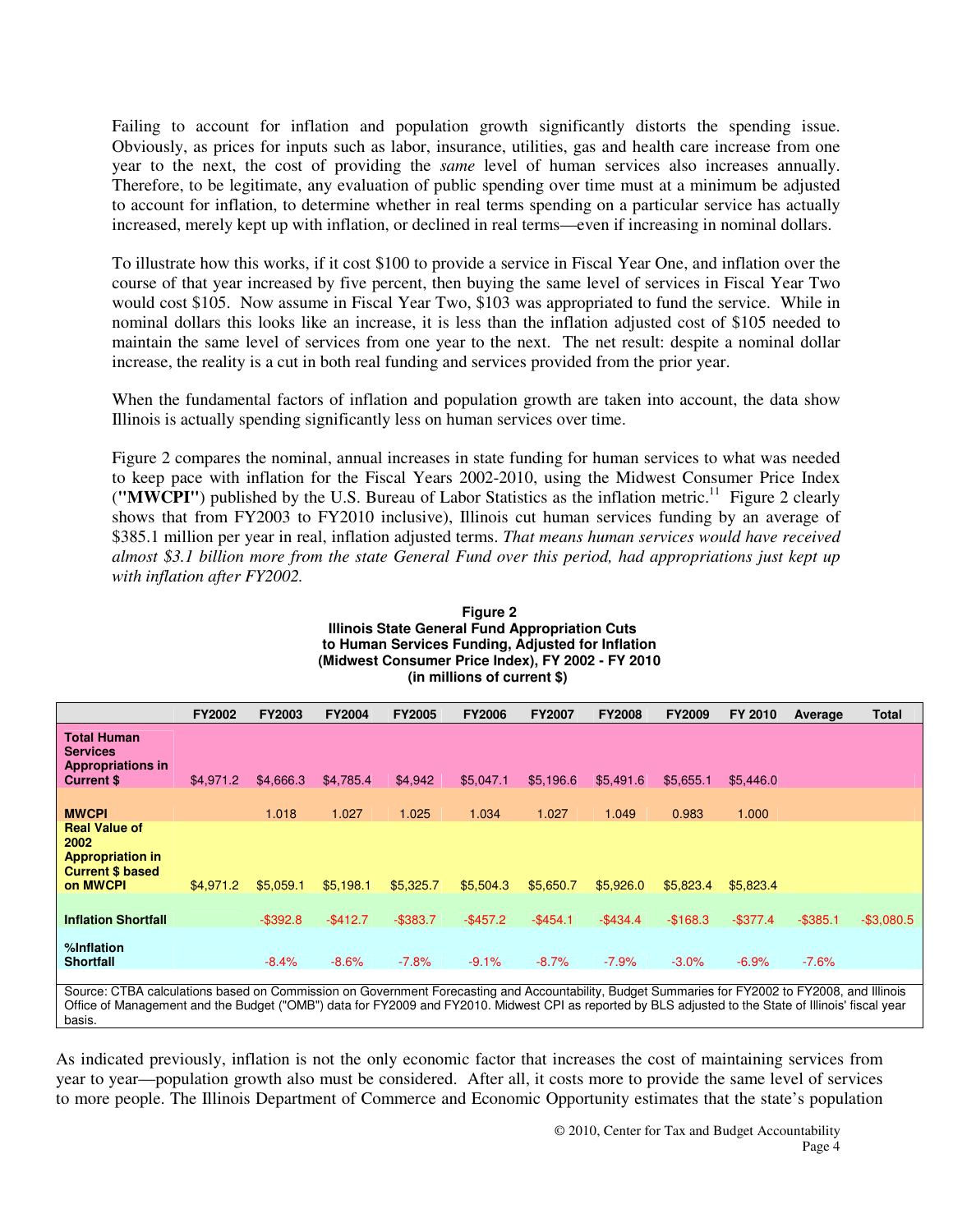Failing to account for inflation and population growth significantly distorts the spending issue. Obviously, as prices for inputs such as labor, insurance, utilities, gas and health care increase from one year to the next, the cost of providing the *same* level of human services also increases annually. Therefore, to be legitimate, any evaluation of public spending over time must at a minimum be adjusted to account for inflation, to determine whether in real terms spending on a particular service has actually increased, merely kept up with inflation, or declined in real terms—even if increasing in nominal dollars.

To illustrate how this works, if it cost $100 to provide a service in Fiscal Year One, and inflation over the course of that year increased by five percent, then buying the same level of services in Fiscal Year Two would cost $105. Now assume in Fiscal Year Two, $103 was appropriated to fund the service. While in nominal dollars this looks like an increase, it is less than the inflation adjusted cost of $105 needed to maintain the same level of services from one year to the next. The net result: despite a nominal dollar increase, the reality is a cut in both real funding and services provided from the prior year.

When the fundamental factors of inflation and population growth are taken into account, the data show Illinois is actually spending significantly less on human services over time.

Figure 2 compares the nominal, annual increases in state funding for human services to what was needed to keep pace with inflation for the Fiscal Years 2002-2010, using the Midwest Consumer Price Index (**"MWCPI"**) published by the U.S. Bureau of Labor Statistics as the inflation metric.[11] Figure 2 clearly shows that from FY2003 to FY2010 inclusive), Illinois cut human services funding by an average of $385.1 million per year in real, inflation adjusted terms. *That means human services would have received almost $3.1 billion more from the state General Fund over this period, had appropriations just kept up with inflation after FY2002.*

**Figure 2**
**Illinois State General Fund Appropriation Cuts to Human Services Funding, Adjusted for Inflation (Midwest Consumer Price Index), FY 2002 - FY 2010 (in millions of current $)**

| | FY2002 | FY2003 | FY2004 | FY2005 | FY2006 | FY2007 | FY2008 | FY2009 | FY 2010 | Average | Total |
|---|---|---|---|---|---|---|---|---|---|---|---|
| **Total Human Services Appropriations in Current $** | $4,971.2 | $4,666.3 | $4,785.4 | $4,942 | $5,047.1 | $5,196.6 | $5,491.6 | $5,655.1 | $5,446.0 | | |
| **MWCPI** | | 1.018 | 1.027 | 1.025 | 1.034 | 1.027 | 1.049 | 0.983 | 1.000 | | |
| **Real Value of 2002 Appropriation in Current $ based on MWCPI** | $4,971.2 | $5,059.1 | $5,198.1 | $5,325.7 | $5,504.3 | $5,650.7 | $5,926.0 | $5,823.4 | $5,823.4 | | |
| **Inflation Shortfall** | | -$392.8 | -$412.7 | -$383.7 | -$457.2 | -$454.1 | -$434.4 | -$168.3 | -$377.4 | -$385.1 | -$3,080.5 |
| **%Inflation Shortfall** | | -8.4% | -8.6% | -7.8% | -9.1% | -8.7% | -7.9% | -3.0% | -6.9% | -7.6% | |

Source: CTBA calculations based on Commission on Government Forecasting and Accountability, Budget Summaries for FY2002 to FY2008, and Illinois Office of Management and the Budget ("OMB") data for FY2009 and FY2010. Midwest CPI as reported by BLS adjusted to the State of Illinois' fiscal year basis.

As indicated previously, inflation is not the only economic factor that increases the cost of maintaining services from year to year—population growth also must be considered. After all, it costs more to provide the same level of services to more people. The Illinois Department of Commerce and Economic Opportunity estimates that the state's population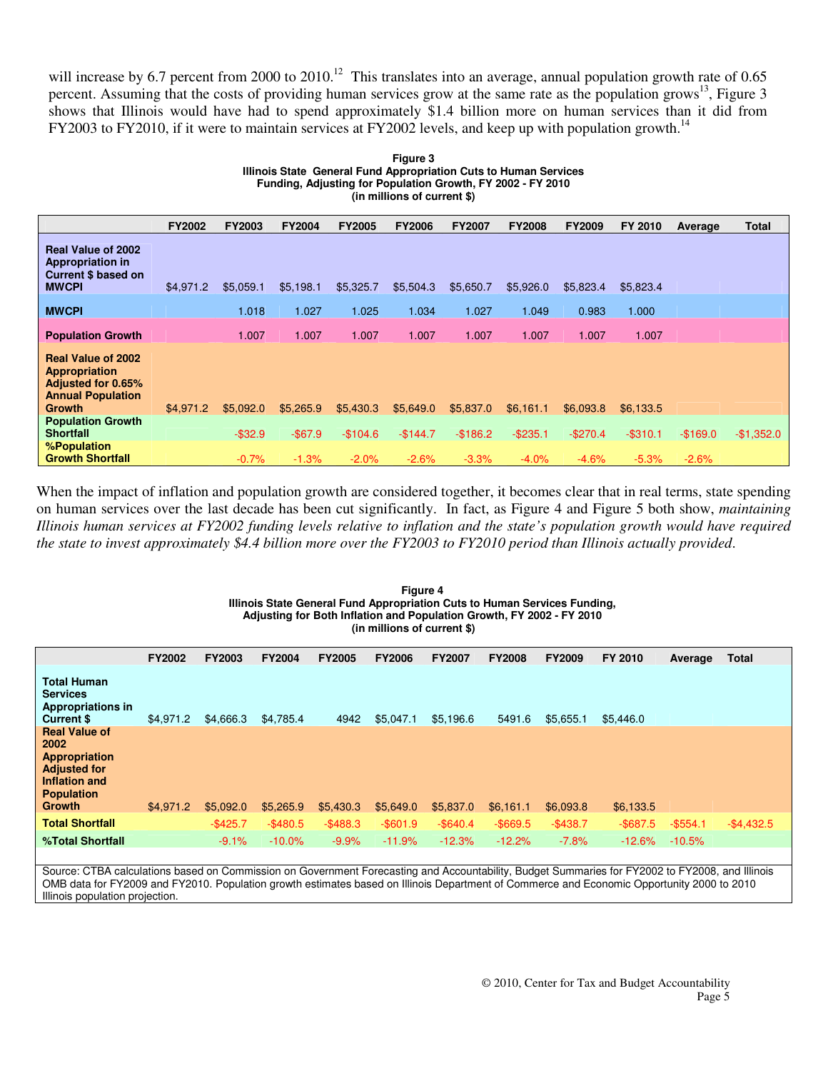will increase by 6.7 percent from 2000 to 2010.[12] This translates into an average, annual population growth rate of 0.65 percent. Assuming that the costs of providing human services grow at the same rate as the population grows[13], Figure 3 shows that Illinois would have had to spend approximately $1.4 billion more on human services than it did from FY2003 to FY2010, if it were to maintain services at FY2002 levels, and keep up with population growth.[14]

**Figure 3**
**Illinois State General Fund Appropriation Cuts to Human Services Funding, Adjusting for Population Growth, FY 2002 - FY 2010**
**(in millions of current $)**

| | FY2002 | FY2003 | FY2004 | FY2005 | FY2006 | FY2007 | FY2008 | FY2009 | FY 2010 | Average | Total |
|---|---|---|---|---|---|---|---|---|---|---|---|
| **Real Value of 2002 Appropriation in Current $ based on MWCPI** | $4,971.2 | $5,059.1 | $5,198.1 | $5,325.7 | $5,504.3 | $5,650.7 | $5,926.0 | $5,823.4 | $5,823.4 | | |
| **MWCPI** | | 1.018 | 1.027 | 1.025 | 1.034 | 1.027 | 1.049 | 0.983 | 1.000 | | |
| **Population Growth** | | 1.007 | 1.007 | 1.007 | 1.007 | 1.007 | 1.007 | 1.007 | 1.007 | | |
| **Real Value of 2002 Appropriation Adjusted for 0.65% Annual Population Growth** | $4,971.2 | $5,092.0 | $5,265.9 | $5,430.3 | $5,649.0 | $5,837.0 | $6,161.1 | $6,093.8 | $6,133.5 | | |
| **Population Growth Shortfall** | | -$32.9 | -$67.9 | -$104.6 | -$144.7 | -$186.2 | -$235.1 | -$270.4 | -$310.1 | -$169.0 | -$1,352.0 |
| **%Population Growth Shortfall** | | -0.7% | -1.3% | -2.0% | -2.6% | -3.3% | -4.0% | -4.6% | -5.3% | -2.6% | |

When the impact of inflation and population growth are considered together, it becomes clear that in real terms, state spending on human services over the last decade has been cut significantly. In fact, as Figure 4 and Figure 5 both show, *maintaining Illinois human services at FY2002 funding levels relative to inflation and the state's population growth would have required the state to invest approximately $4.4 billion more over the FY2003 to FY2010 period than Illinois actually provided.*

**Figure 4**
**Illinois State General Fund Appropriation Cuts to Human Services Funding, Adjusting for Both Inflation and Population Growth, FY 2002 - FY 2010**
**(in millions of current $)**

| | FY2002 | FY2003 | FY2004 | FY2005 | FY2006 | FY2007 | FY2008 | FY2009 | FY 2010 | Average | Total |
|---|---|---|---|---|---|---|---|---|---|---|---|
| **Total Human Services Appropriations in Current $** | $4,971.2 | $4,666.3 | $4,785.4 | 4942 | $5,047.1 | $5,196.6 | 5491.6 | $5,655.1 | $5,446.0 | | |
| **Real Value of 2002 Appropriation Adjusted for Inflation and Population Growth** | $4,971.2 | $5,092.0 | $5,265.9 | $5,430.3 | $5,649.0 | $5,837.0 | $6,161.1 | $6,093.8 | $6,133.5 | | |
| **Total Shortfall** | | -$425.7 | -$480.5 | -$488.3 | -$601.9 | -$640.4 | -$669.5 | -$438.7 | -$687.5 | -$554.1 | -$4,432.5 |
| **%Total Shortfall** | | -9.1% | -10.0% | -9.9% | -11.9% | -12.3% | -12.2% | -7.8% | -12.6% | -10.5% | |

Source: CTBA calculations based on Commission on Government Forecasting and Accountability, Budget Summaries for FY2002 to FY2008, and Illinois OMB data for FY2009 and FY2010. Population growth estimates based on Illinois Department of Commerce and Economic Opportunity 2000 to 2010 Illinois population projection.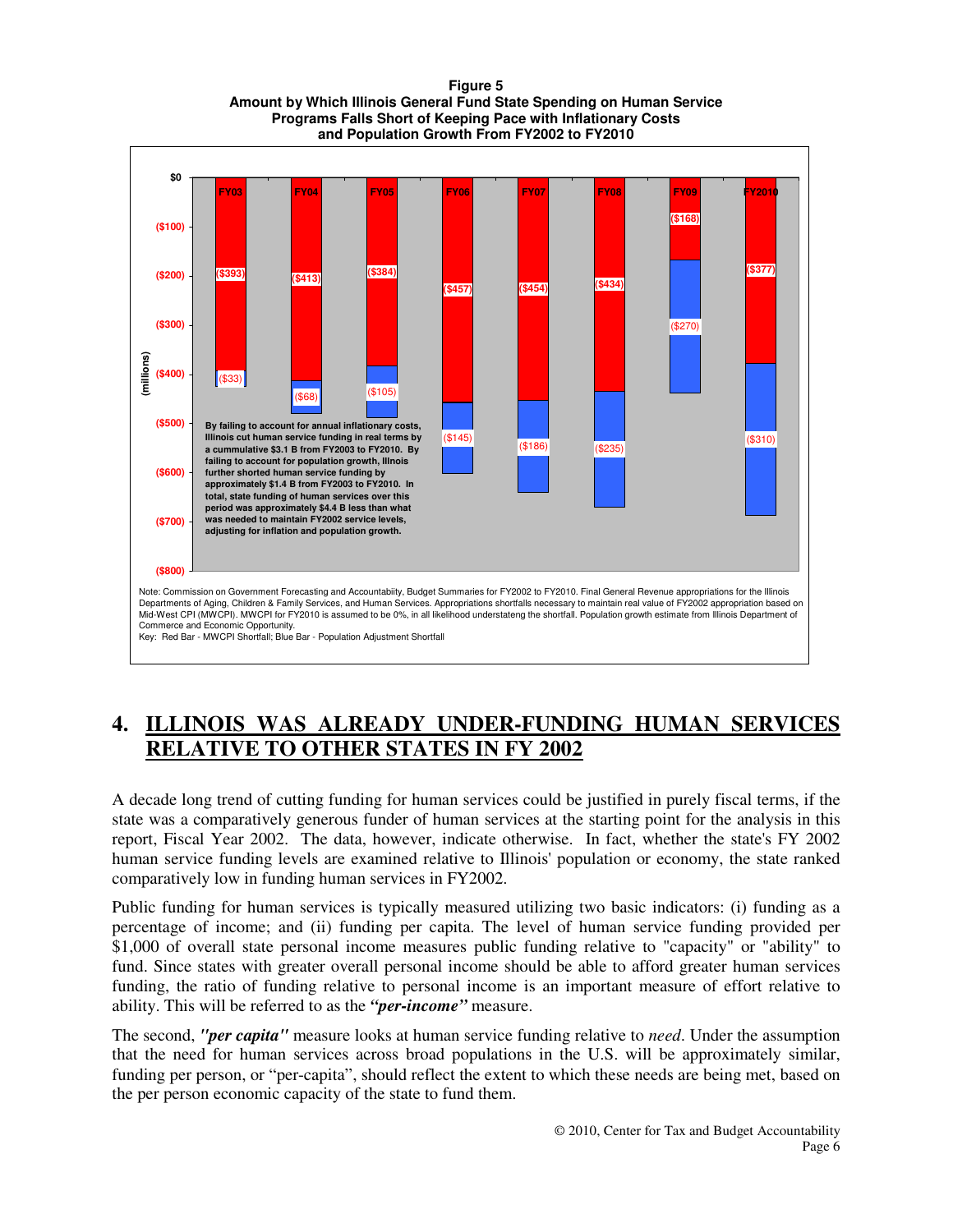**Figure 5**
**Amount by Which Illinois General Fund State Spending on Human Service Programs Falls Short of Keeping Pace with Inflationary Costs and Population Growth From FY2002 to FY2010**

| | FY03 | FY04 | FY05 | FY06 | FY07 | FY08 | FY09 | FY2010 |
|---|---|---|---|---|---|---|---|---|
| MWCPI Shortfall (millions) | ($393) | ($413) | ($384) | ($457) | ($454) | ($434) | ($168) | ($377) |
| Population Adjustment Shortfall (millions) | ($33) | ($68) | ($105) | ($145) | ($186) | ($235) | ($270) | ($310) |

By failing to account for annual inflationary costs, Illinois cut human service funding in real terms by a cumulative $3.1 B from FY2003 to FY2010. By failing to account for population growth, Illinois further shorted human service funding by approximately $1.4 B from FY2003 to FY2010. In total, state funding of human services over this period was approximately $4.4 B less than what was needed to maintain FY2002 service levels, adjusting for inflation and population growth.

Note: Commission on Government Forecasting and Accountabiity, Budget Summaries for FY2002 to FY2010. Final General Revenue appropriations for the Illinois Departments of Aging, Children & Family Services, and Human Services. Appropriations shortfalls necessary to maintain real value of FY2002 appropriation based on Mid-West CPI (MWCPI). MWCPI for FY2010 is assumed to be 0%, in all likelihood understateng the shortfall. Population growth estimate from Illinois Department of Commerce and Economic Opportunity.
Key: Red Bar - MWCPI Shortfall; Blue Bar - Population Adjustment Shortfall

## 4. ILLINOIS WAS ALREADY UNDER-FUNDING HUMAN SERVICES RELATIVE TO OTHER STATES IN FY 2002

A decade long trend of cutting funding for human services could be justified in purely fiscal terms, if the state was a comparatively generous funder of human services at the starting point for the analysis in this report, Fiscal Year 2002. The data, however, indicate otherwise. In fact, whether the state's FY 2002 human service funding levels are examined relative to Illinois' population or economy, the state ranked comparatively low in funding human services in FY2002.

Public funding for human services is typically measured utilizing two basic indicators: (i) funding as a percentage of income; and (ii) funding per capita. The level of human service funding provided per $1,000 of overall state personal income measures public funding relative to "capacity" or "ability" to fund. Since states with greater overall personal income should be able to afford greater human services funding, the ratio of funding relative to personal income is an important measure of effort relative to ability. This will be referred to as the ***"per-income"*** measure.

The second, ***"per capita"*** measure looks at human service funding relative to *need*. Under the assumption that the need for human services across broad populations in the U.S. will be approximately similar, funding per person, or "per-capita", should reflect the extent to which these needs are being met, based on the per person economic capacity of the state to fund them.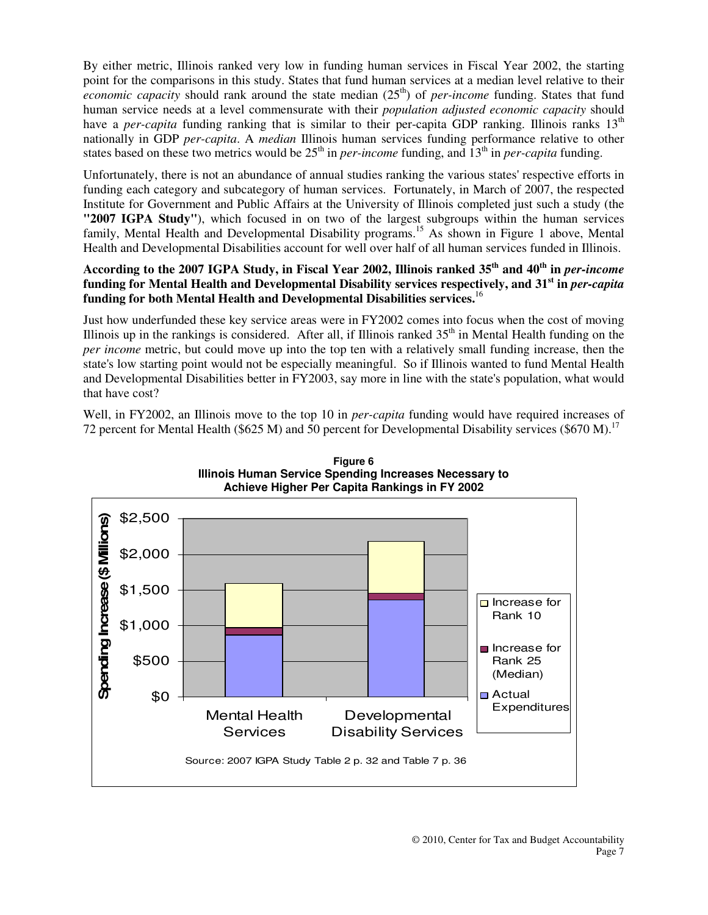By either metric, Illinois ranked very low in funding human services in Fiscal Year 2002, the starting point for the comparisons in this study. States that fund human services at a median level relative to their *economic capacity* should rank around the state median (25th) of *per-income* funding. States that fund human service needs at a level commensurate with their *population adjusted economic capacity* should have a *per-capita* funding ranking that is similar to their per-capita GDP ranking. Illinois ranks 13th nationally in GDP *per-capita*. A *median* Illinois human services funding performance relative to other states based on these two metrics would be 25th in *per-income* funding, and 13th in *per-capita* funding.

Unfortunately, there is not an abundance of annual studies ranking the various states' respective efforts in funding each category and subcategory of human services. Fortunately, in March of 2007, the respected Institute for Government and Public Affairs at the University of Illinois completed just such a study (the **"2007 IGPA Study"**), which focused in on two of the largest subgroups within the human services family, Mental Health and Developmental Disability programs.[15] As shown in Figure 1 above, Mental Health and Developmental Disabilities account for well over half of all human services funded in Illinois.

**According to the 2007 IGPA Study, in Fiscal Year 2002, Illinois ranked 35th and 40th in *per-income* funding for Mental Health and Developmental Disability services respectively, and 31st in *per-capita* funding for both Mental Health and Developmental Disabilities services.**[16]

Just how underfunded these key service areas were in FY2002 comes into focus when the cost of moving Illinois up in the rankings is considered. After all, if Illinois ranked 35th in Mental Health funding on the *per income* metric, but could move up into the top ten with a relatively small funding increase, then the state's low starting point would not be especially meaningful. So if Illinois wanted to fund Mental Health and Developmental Disabilities better in FY2003, say more in line with the state's population, what would that have cost?

Well, in FY2002, an Illinois move to the top 10 in *per-capita* funding would have required increases of 72 percent for Mental Health ($625 M) and 50 percent for Developmental Disability services ($670 M).[17]

**Figure 6**
**Illinois Human Service Spending Increases Necessary to Achieve Higher Per Capita Rankings in FY 2002**

Source: 2007 IGPA Study Table 2 p. 32 and Table 7 p. 36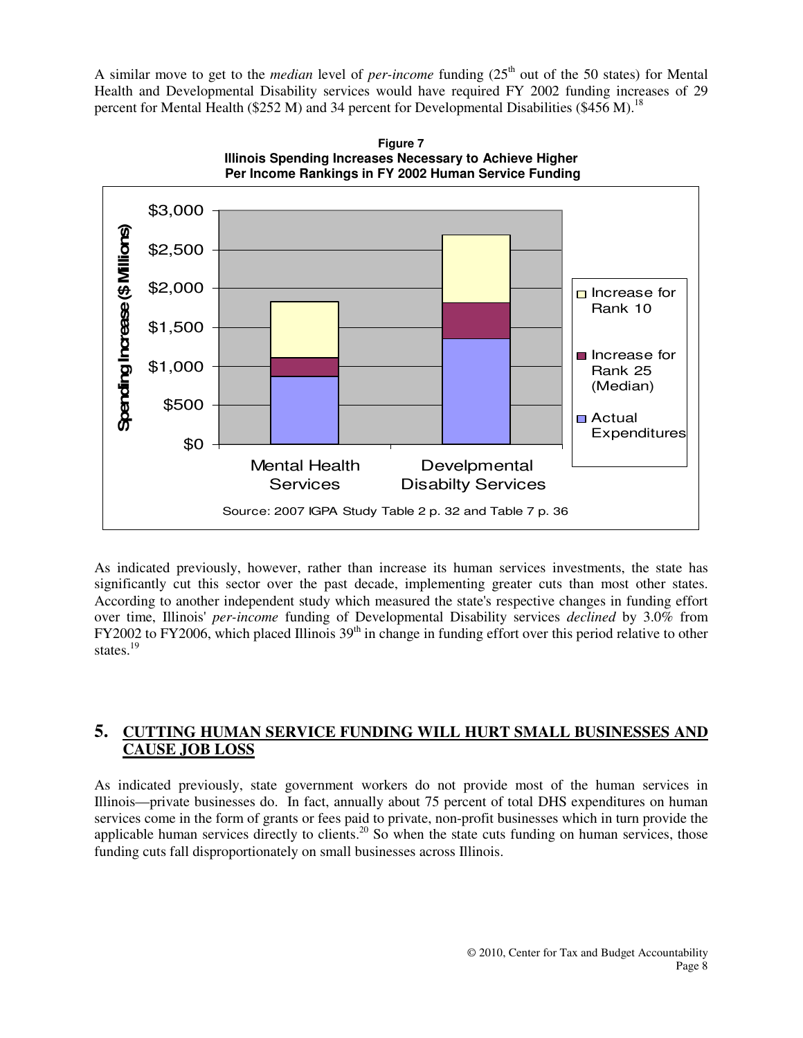A similar move to get to the *median* level of *per-income* funding (25th out of the 50 states) for Mental Health and Developmental Disability services would have required FY 2002 funding increases of 29 percent for Mental Health ($252 M) and 34 percent for Developmental Disabilities ($456 M).[18]

**Figure 7**
**Illinois Spending Increases Necessary to Achieve Higher Per Income Rankings in FY 2002 Human Service Funding**

Source: 2007 IGPA Study Table 2 p. 32 and Table 7 p. 36

As indicated previously, however, rather than increase its human services investments, the state has significantly cut this sector over the past decade, implementing greater cuts than most other states. According to another independent study which measured the state's respective changes in funding effort over time, Illinois' *per-income* funding of Developmental Disability services *declined* by 3.0% from FY2002 to FY2006, which placed Illinois 39th in change in funding effort over this period relative to other states.[19]

## 5. CUTTING HUMAN SERVICE FUNDING WILL HURT SMALL BUSINESSES AND CAUSE JOB LOSS

As indicated previously, state government workers do not provide most of the human services in Illinois—private businesses do. In fact, annually about 75 percent of total DHS expenditures on human services come in the form of grants or fees paid to private, non-profit businesses which in turn provide the applicable human services directly to clients.[20] So when the state cuts funding on human services, those funding cuts fall disproportionately on small businesses across Illinois.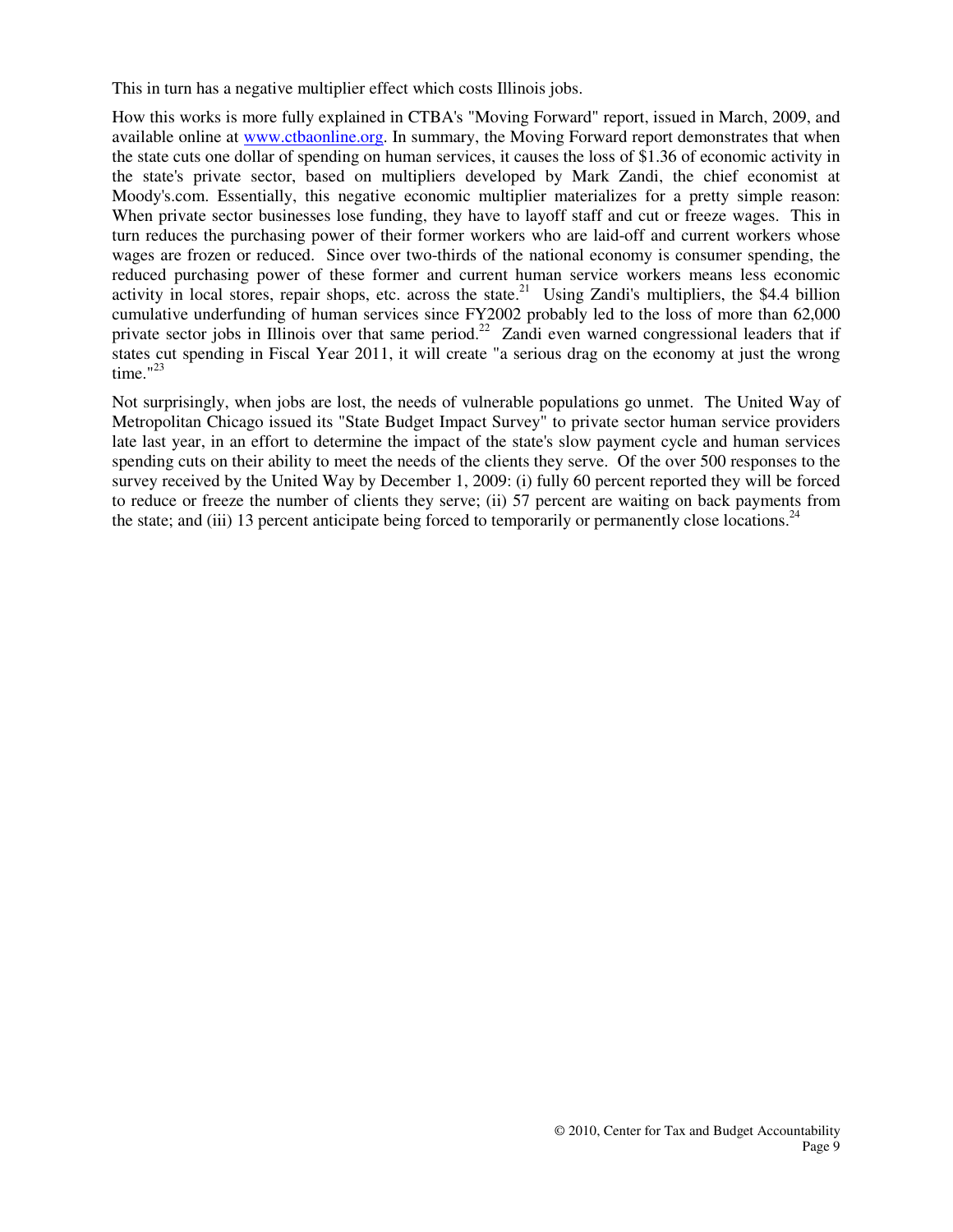This in turn has a negative multiplier effect which costs Illinois jobs.

How this works is more fully explained in CTBA's "Moving Forward" report, issued in March, 2009, and available online at [www.ctbaonline.org](http://www.ctbaonline.org). In summary, the Moving Forward report demonstrates that when the state cuts one dollar of spending on human services, it causes the loss of $1.36 of economic activity in the state's private sector, based on multipliers developed by Mark Zandi, the chief economist at Moody's.com. Essentially, this negative economic multiplier materializes for a pretty simple reason: When private sector businesses lose funding, they have to layoff staff and cut or freeze wages. This in turn reduces the purchasing power of their former workers who are laid-off and current workers whose wages are frozen or reduced. Since over two-thirds of the national economy is consumer spending, the reduced purchasing power of these former and current human service workers means less economic activity in local stores, repair shops, etc. across the state.[21] Using Zandi's multipliers, the $4.4 billion cumulative underfunding of human services since FY2002 probably led to the loss of more than 62,000 private sector jobs in Illinois over that same period.[22] Zandi even warned congressional leaders that if states cut spending in Fiscal Year 2011, it will create "a serious drag on the economy at just the wrong time."[23]

Not surprisingly, when jobs are lost, the needs of vulnerable populations go unmet. The United Way of Metropolitan Chicago issued its "State Budget Impact Survey" to private sector human service providers late last year, in an effort to determine the impact of the state's slow payment cycle and human services spending cuts on their ability to meet the needs of the clients they serve. Of the over 500 responses to the survey received by the United Way by December 1, 2009: (i) fully 60 percent reported they will be forced to reduce or freeze the number of clients they serve; (ii) 57 percent are waiting on back payments from the state; and (iii) 13 percent anticipate being forced to temporarily or permanently close locations.[24]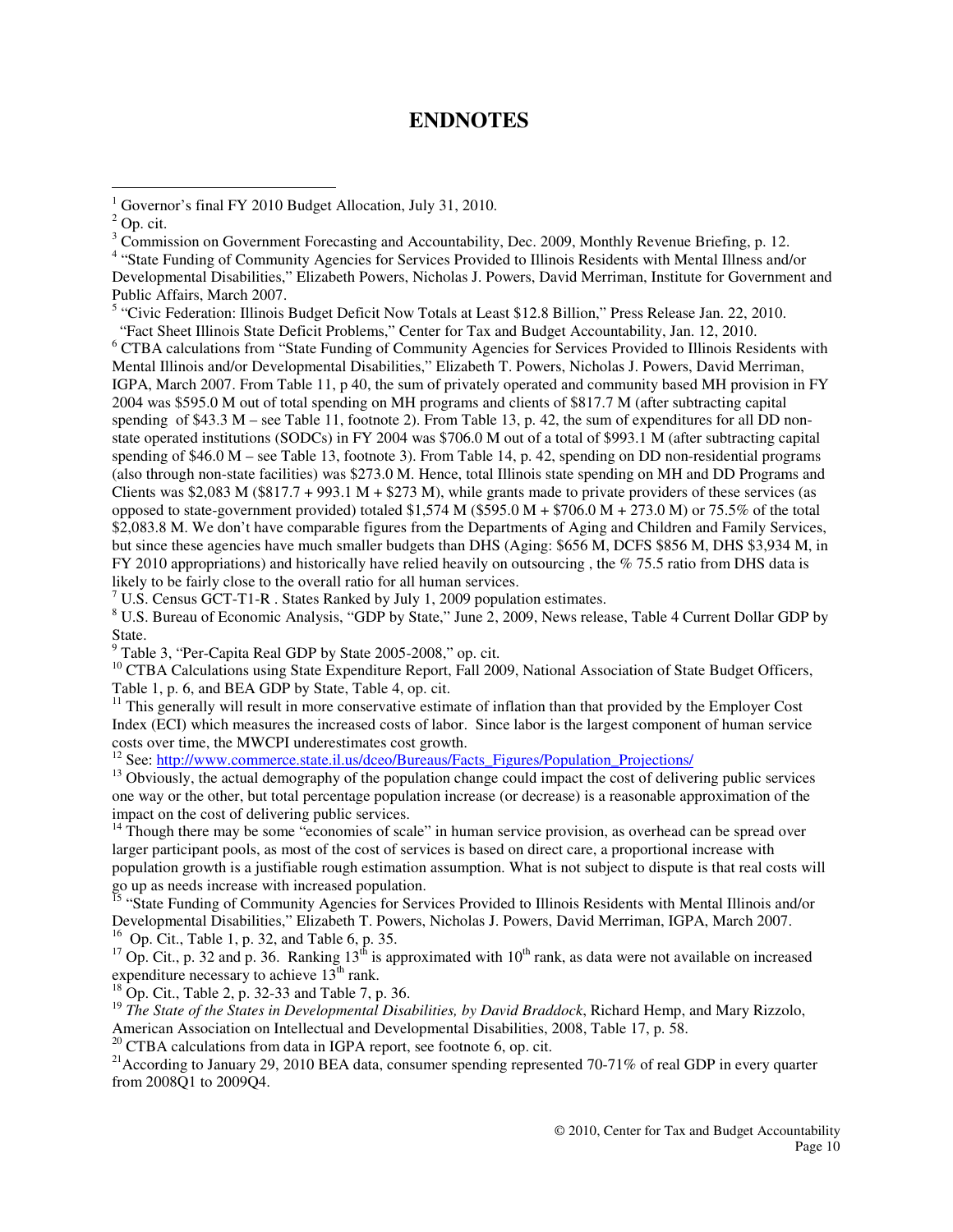# ENDNOTES

[1] Governor's final FY 2010 Budget Allocation, July 31, 2010.

[2] Op. cit.

[3] Commission on Government Forecasting and Accountability, Dec. 2009, Monthly Revenue Briefing, p. 12.

[4] "State Funding of Community Agencies for Services Provided to Illinois Residents with Mental Illness and/or Developmental Disabilities," Elizabeth Powers, Nicholas J. Powers, David Merriman, Institute for Government and Public Affairs, March 2007.

[5] "Civic Federation: Illinois Budget Deficit Now Totals at Least $12.8 Billion," Press Release Jan. 22, 2010. "Fact Sheet Illinois State Deficit Problems," Center for Tax and Budget Accountability, Jan. 12, 2010.

[6] CTBA calculations from "State Funding of Community Agencies for Services Provided to Illinois Residents with Mental Illinois and/or Developmental Disabilities," Elizabeth T. Powers, Nicholas J. Powers, David Merriman, IGPA, March 2007. From Table 11, p 40, the sum of privately operated and community based MH provision in FY 2004 was $595.0 M out of total spending on MH programs and clients of $817.7 M (after subtracting capital spending of $43.3 M – see Table 11, footnote 2). From Table 13, p. 42, the sum of expenditures for all DD non-state operated institutions (SODCs) in FY 2004 was $706.0 M out of a total of $993.1 M (after subtracting capital spending of $46.0 M – see Table 13, footnote 3). From Table 14, p. 42, spending on DD non-residential programs (also through non-state facilities) was $273.0 M. Hence, total Illinois state spending on MH and DD Programs and Clients was $2,083 M ($817.7 + 993.1 M + $273 M), while grants made to private providers of these services (as opposed to state-government provided) totaled $1,574 M ($595.0 M + $706.0 M + 273.0 M) or 75.5% of the total $2,083.8 M. We don't have comparable figures from the Departments of Aging and Children and Family Services, but since these agencies have much smaller budgets than DHS (Aging: $656 M, DCFS $856 M, DHS $3,934 M, in FY 2010 appropriations) and historically have relied heavily on outsourcing , the % 75.5 ratio from DHS data is likely to be fairly close to the overall ratio for all human services.

[7] U.S. Census GCT-T1-R . States Ranked by July 1, 2009 population estimates.

[8] U.S. Bureau of Economic Analysis, "GDP by State," June 2, 2009, News release, Table 4 Current Dollar GDP by State.

[9] Table 3, "Per-Capita Real GDP by State 2005-2008," op. cit.

[10] CTBA Calculations using State Expenditure Report, Fall 2009, National Association of State Budget Officers, Table 1, p. 6, and BEA GDP by State, Table 4, op. cit.

[11] This generally will result in more conservative estimate of inflation than that provided by the Employer Cost Index (ECI) which measures the increased costs of labor. Since labor is the largest component of human service costs over time, the MWCPI underestimates cost growth.

[12] See: http://www.commerce.state.il.us/dceo/Bureaus/Facts_Figures/Population_Projections/

[13] Obviously, the actual demography of the population change could impact the cost of delivering public services one way or the other, but total percentage population increase (or decrease) is a reasonable approximation of the impact on the cost of delivering public services.

[14] Though there may be some "economies of scale" in human service provision, as overhead can be spread over larger participant pools, as most of the cost of services is based on direct care, a proportional increase with population growth is a justifiable rough estimation assumption. What is not subject to dispute is that real costs will go up as needs increase with increased population.

[15] "State Funding of Community Agencies for Services Provided to Illinois Residents with Mental Illinois and/or Developmental Disabilities," Elizabeth T. Powers, Nicholas J. Powers, David Merriman, IGPA, March 2007.

[16] Op. Cit., Table 1, p. 32, and Table 6, p. 35.

[17] Op. Cit., p. 32 and p. 36. Ranking 13th is approximated with 10th rank, as data were not available on increased expenditure necessary to achieve 13th rank.

[18] Op. Cit., Table 2, p. 32-33 and Table 7, p. 36.

[19] *The State of the States in Developmental Disabilities, by David Braddock*, Richard Hemp, and Mary Rizzolo, American Association on Intellectual and Developmental Disabilities, 2008, Table 17, p. 58.

[20] CTBA calculations from data in IGPA report, see footnote 6, op. cit.

[21] According to January 29, 2010 BEA data, consumer spending represented 70-71% of real GDP in every quarter from 2008Q1 to 2009Q4.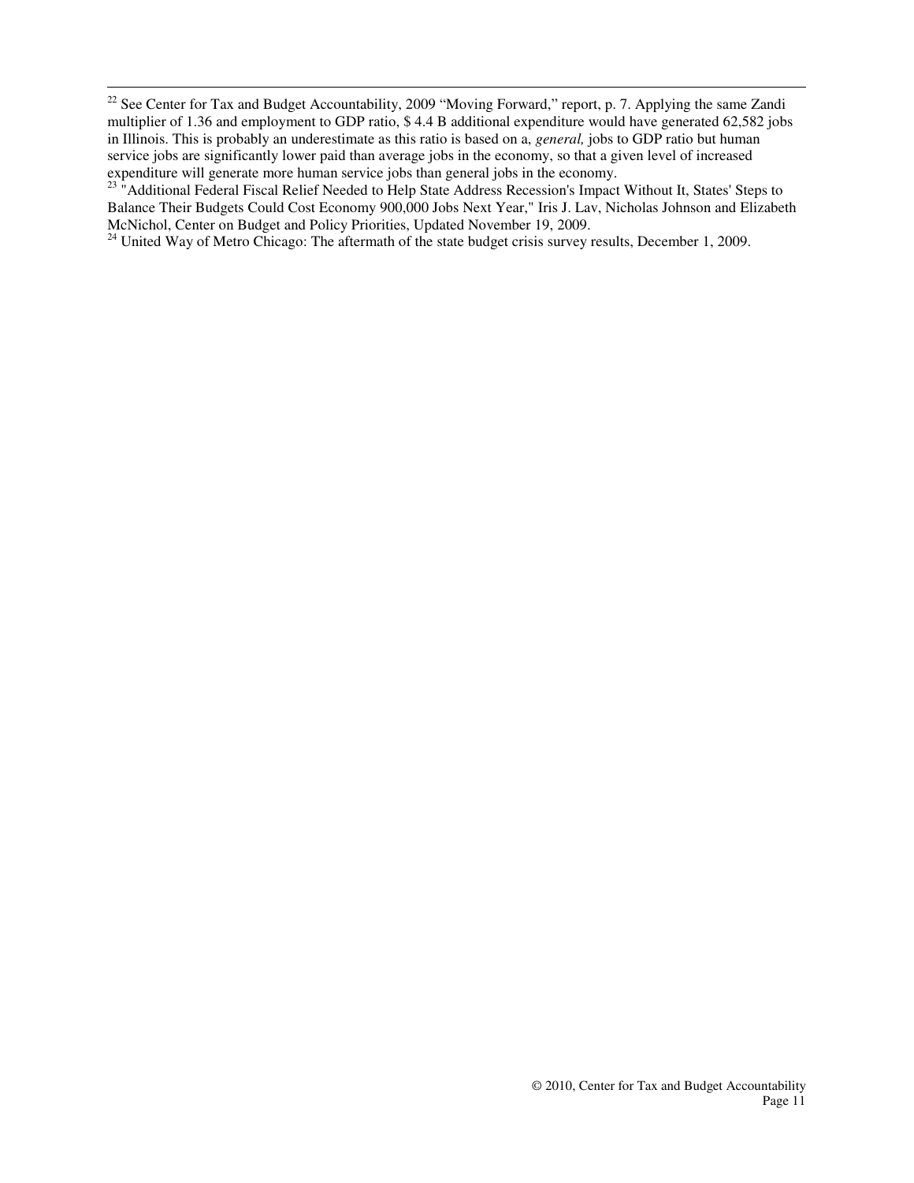[22] See Center for Tax and Budget Accountability, 2009 "Moving Forward," report, p. 7. Applying the same Zandi multiplier of 1.36 and employment to GDP ratio, $ 4.4 B additional expenditure would have generated 62,582 jobs in Illinois. This is probably an underestimate as this ratio is based on a, *general,* jobs to GDP ratio but human service jobs are significantly lower paid than average jobs in the economy, so that a given level of increased expenditure will generate more human service jobs than general jobs in the economy.

[23] "Additional Federal Fiscal Relief Needed to Help State Address Recession's Impact Without It, States' Steps to Balance Their Budgets Could Cost Economy 900,000 Jobs Next Year," Iris J. Lav, Nicholas Johnson and Elizabeth McNichol, Center on Budget and Policy Priorities, Updated November 19, 2009.

[24] United Way of Metro Chicago: The aftermath of the state budget crisis survey results, December 1, 2009.

© 2010, Center for Tax and Budget Accountability